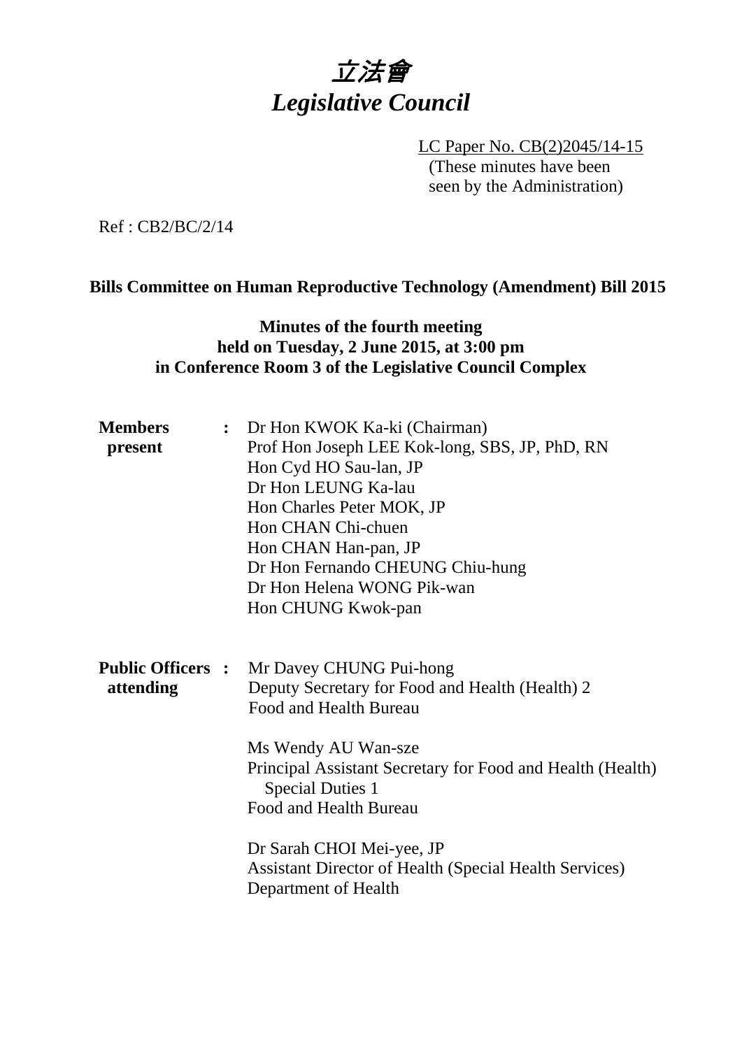# 立法會
# *Legislative Council*

LC Paper No. CB(2)2045/14-15
(These minutes have been seen by the Administration)

Ref : CB2/BC/2/14

## Bills Committee on Human Reproductive Technology (Amendment) Bill 2015

### Minutes of the fourth meeting held on Tuesday, 2 June 2015, at 3:00 pm in Conference Room 3 of the Legislative Council Complex

**Members present** :

Dr Hon KWOK Ka-ki (Chairman)
Prof Hon Joseph LEE Kok-long, SBS, JP, PhD, RN
Hon Cyd HO Sau-lan, JP
Dr Hon LEUNG Ka-lau
Hon Charles Peter MOK, JP
Hon CHAN Chi-chuen
Hon CHAN Han-pan, JP
Dr Hon Fernando CHEUNG Chiu-hung
Dr Hon Helena WONG Pik-wan
Hon CHUNG Kwok-pan

**Public Officers attending** :

Mr Davey CHUNG Pui-hong
Deputy Secretary for Food and Health (Health) 2
Food and Health Bureau

Ms Wendy AU Wan-sze
Principal Assistant Secretary for Food and Health (Health) Special Duties 1
Food and Health Bureau

Dr Sarah CHOI Mei-yee, JP
Assistant Director of Health (Special Health Services)
Department of Health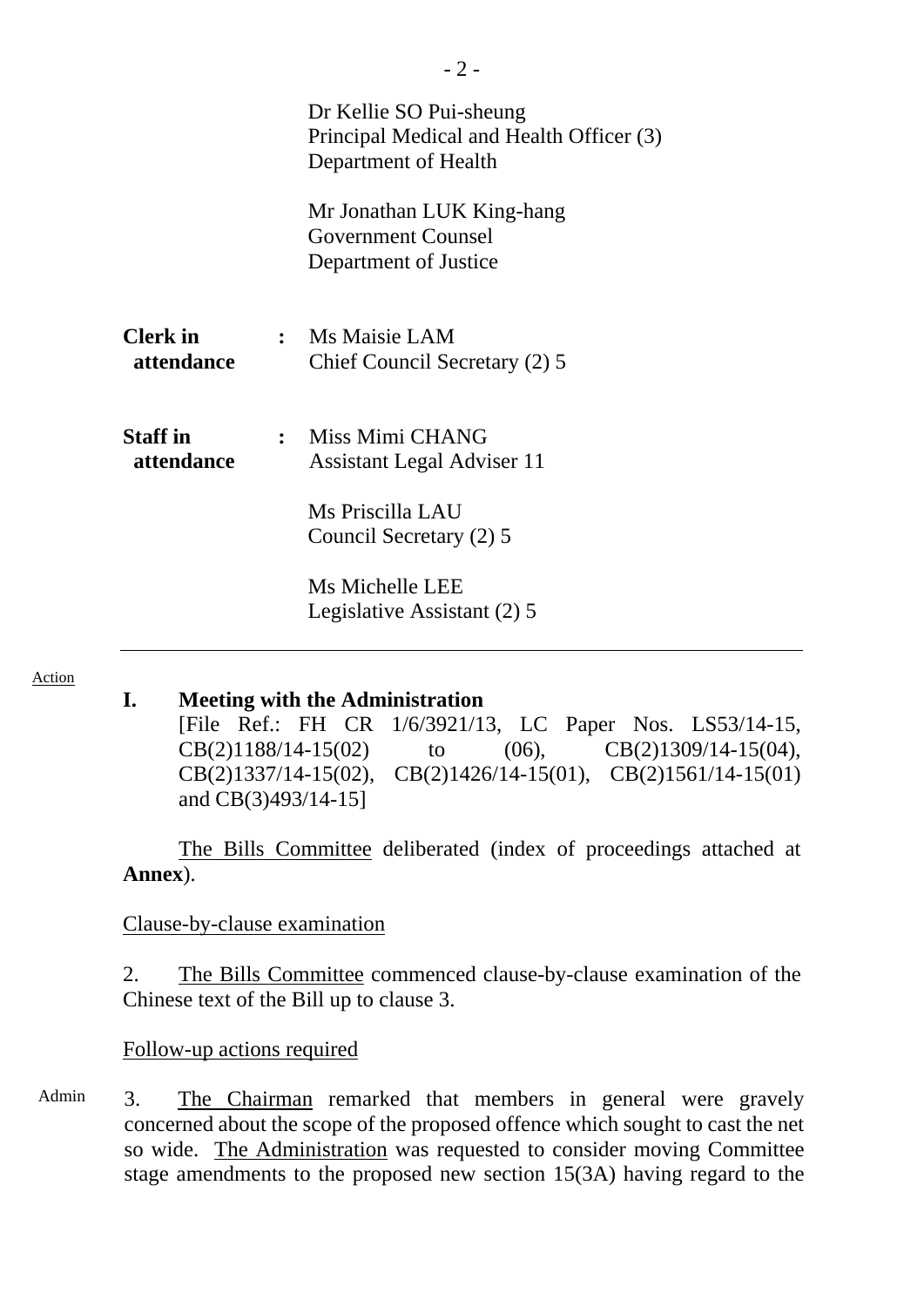Dr Kellie SO Pui-sheung
Principal Medical and Health Officer (3)
Department of Health

Mr Jonathan LUK King-hang
Government Counsel
Department of Justice

**Clerk in attendance** : Ms Maisie LAM
Chief Council Secretary (2) 5

**Staff in attendance** : Miss Mimi CHANG
Assistant Legal Adviser 11

Ms Priscilla LAU
Council Secretary (2) 5

Ms Michelle LEE
Legislative Assistant (2) 5

---

Action

## I. Meeting with the Administration

[File Ref.: FH CR 1/6/3921/13, LC Paper Nos. LS53/14-15, CB(2)1188/14-15(02) to (06), CB(2)1309/14-15(04), CB(2)1337/14-15(02), CB(2)1426/14-15(01), CB(2)1561/14-15(01) and CB(3)493/14-15]

The Bills Committee deliberated (index of proceedings attached at **Annex**).

Clause-by-clause examination

2. The Bills Committee commenced clause-by-clause examination of the Chinese text of the Bill up to clause 3.

Follow-up actions required

Admin

3. The Chairman remarked that members in general were gravely concerned about the scope of the proposed offence which sought to cast the net so wide. The Administration was requested to consider moving Committee stage amendments to the proposed new section 15(3A) having regard to the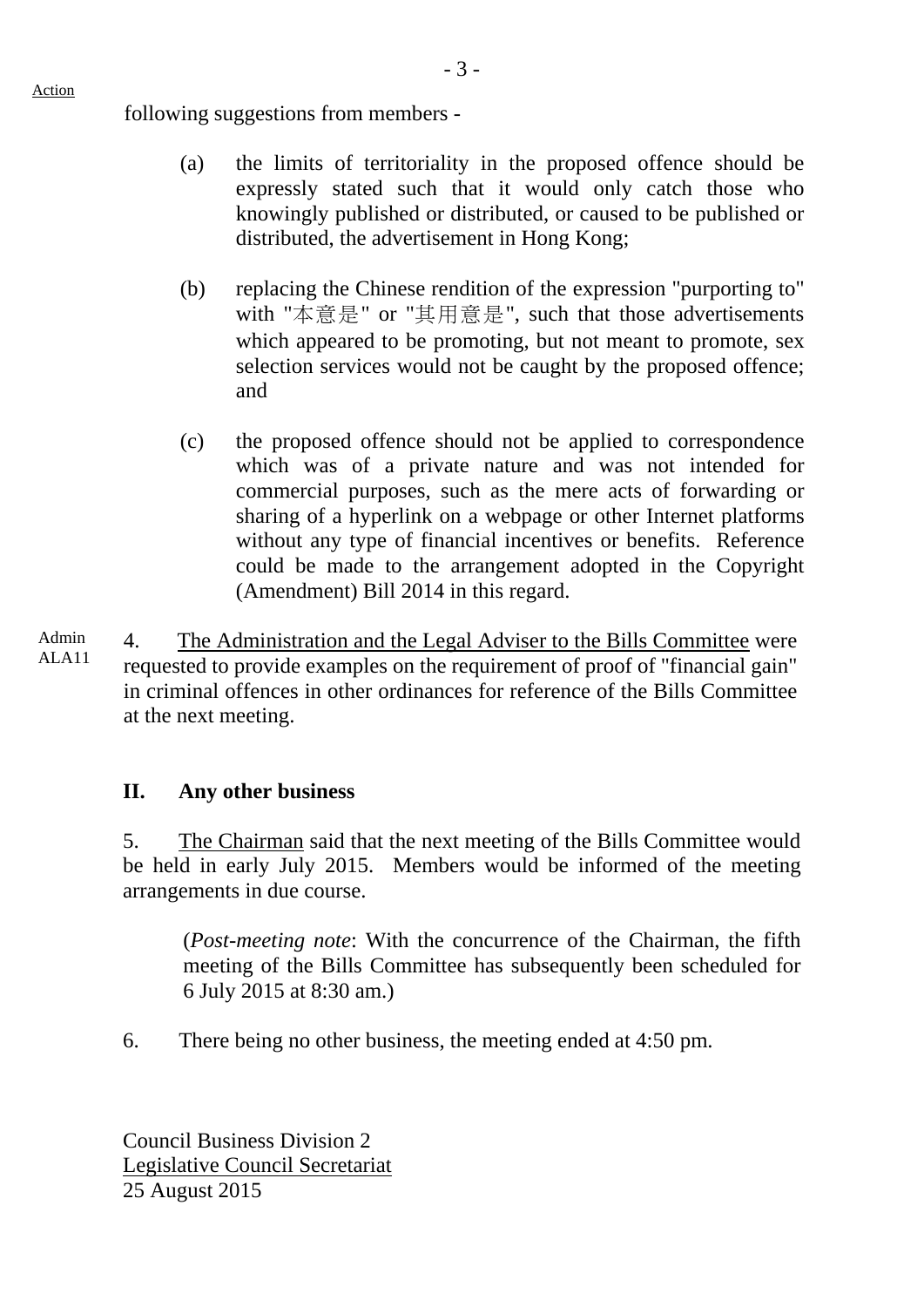Action

following suggestions from members -

(a) the limits of territoriality in the proposed offence should be expressly stated such that it would only catch those who knowingly published or distributed, or caused to be published or distributed, the advertisement in Hong Kong;

(b) replacing the Chinese rendition of the expression "purporting to" with "本意是" or "其用意是", such that those advertisements which appeared to be promoting, but not meant to promote, sex selection services would not be caught by the proposed offence; and

(c) the proposed offence should not be applied to correspondence which was of a private nature and was not intended for commercial purposes, such as the mere acts of forwarding or sharing of a hyperlink on a webpage or other Internet platforms without any type of financial incentives or benefits. Reference could be made to the arrangement adopted in the Copyright (Amendment) Bill 2014 in this regard.

Admin
ALA11

4. The Administration and the Legal Adviser to the Bills Committee were requested to provide examples on the requirement of proof of "financial gain" in criminal offences in other ordinances for reference of the Bills Committee at the next meeting.

## II. Any other business

5. The Chairman said that the next meeting of the Bills Committee would be held in early July 2015. Members would be informed of the meeting arrangements in due course.

(*Post-meeting note*: With the concurrence of the Chairman, the fifth meeting of the Bills Committee has subsequently been scheduled for 6 July 2015 at 8:30 am.)

6. There being no other business, the meeting ended at 4:50 pm.

Council Business Division 2
Legislative Council Secretariat
25 August 2015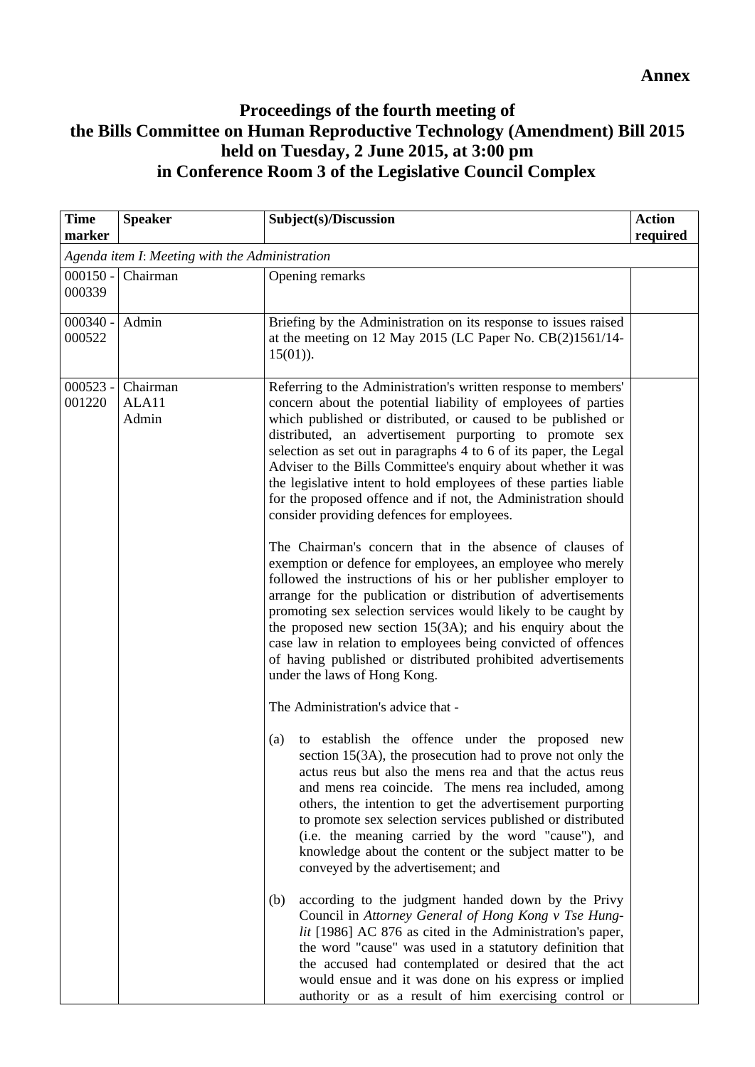**Annex**

## Proceedings of the fourth meeting of the Bills Committee on Human Reproductive Technology (Amendment) Bill 2015 held on Tuesday, 2 June 2015, at 3:00 pm in Conference Room 3 of the Legislative Council Complex

| Time marker | Speaker | Subject(s)/Discussion | Action required |
|---|---|---|---|
| *Agenda item I: Meeting with the Administration* | | | |
| 000150 - 000339 | Chairman | Opening remarks | |
| 000340 - 000522 | Admin | Briefing by the Administration on its response to issues raised at the meeting on 12 May 2015 (LC Paper No. CB(2)1561/14-15(01)). | |
| 000523 - 001220 | Chairman<br>ALA11<br>Admin | Referring to the Administration's written response to members' concern about the potential liability of employees of parties which published or distributed, or caused to be published or distributed, an advertisement purporting to promote sex selection as set out in paragraphs 4 to 6 of its paper, the Legal Adviser to the Bills Committee's enquiry about whether it was the legislative intent to hold employees of these parties liable for the proposed offence and if not, the Administration should consider providing defences for employees.<br><br>The Chairman's concern that in the absence of clauses of exemption or defence for employees, an employee who merely followed the instructions of his or her publisher employer to arrange for the publication or distribution of advertisements promoting sex selection services would likely to be caught by the proposed new section 15(3A); and his enquiry about the case law in relation to employees being convicted of offences of having published or distributed prohibited advertisements under the laws of Hong Kong.<br><br>The Administration's advice that -<br><br>(a) to establish the offence under the proposed new section 15(3A), the prosecution had to prove not only the actus reus but also the mens rea and that the actus reus and mens rea coincide. The mens rea included, among others, the intention to get the advertisement purporting to promote sex selection services published or distributed (i.e. the meaning carried by the word "cause"), and knowledge about the content or the subject matter to be conveyed by the advertisement; and<br><br>(b) according to the judgment handed down by the Privy Council in *Attorney General of Hong Kong v Tse Hung-lit* [1986] AC 876 as cited in the Administration's paper, the word "cause" was used in a statutory definition that the accused had contemplated or desired that the act would ensue and it was done on his express or implied authority or as a result of him exercising control or | |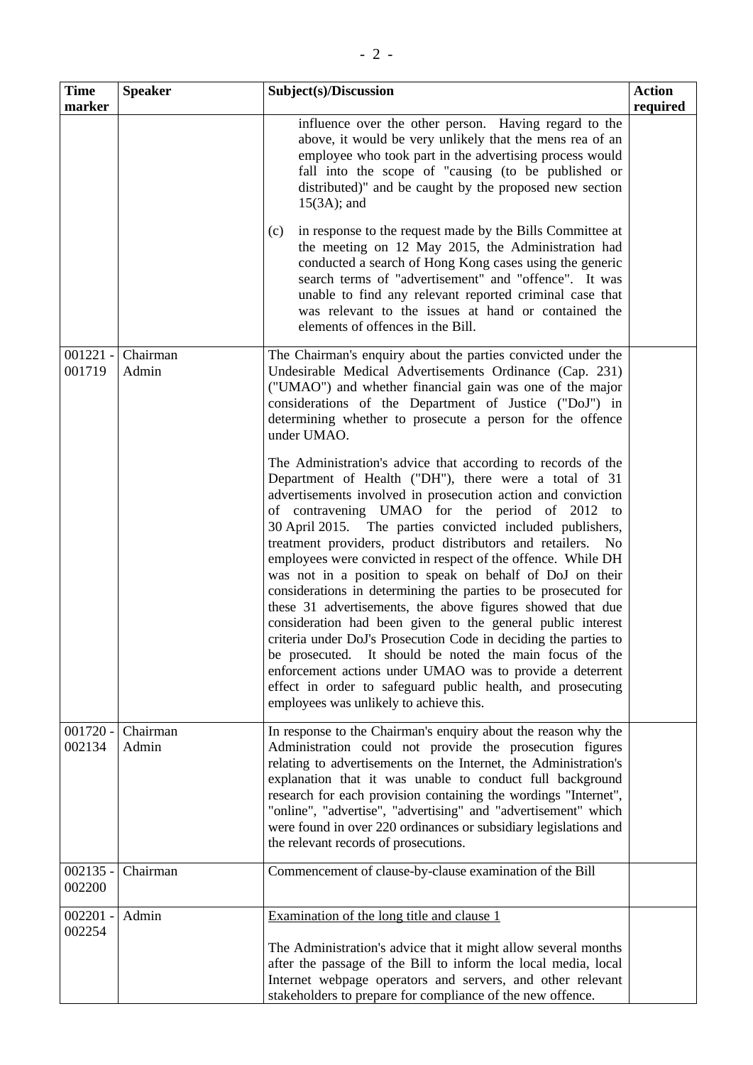| Time marker | Speaker | Subject(s)/Discussion | Action required |
|---|---|---|---|
| | | influence over the other person. Having regard to the above, it would be very unlikely that the mens rea of an employee who took part in the advertising process would fall into the scope of "causing (to be published or distributed)" and be caught by the proposed new section 15(3A); and<br><br>(c) in response to the request made by the Bills Committee at the meeting on 12 May 2015, the Administration had conducted a search of Hong Kong cases using the generic search terms of "advertisement" and "offence". It was unable to find any relevant reported criminal case that was relevant to the issues at hand or contained the elements of offences in the Bill. | |
| 001221 - 001719 | Chairman<br>Admin | The Chairman's enquiry about the parties convicted under the Undesirable Medical Advertisements Ordinance (Cap. 231) ("UMAO") and whether financial gain was one of the major considerations of the Department of Justice ("DoJ") in determining whether to prosecute a person for the offence under UMAO.<br><br>The Administration's advice that according to records of the Department of Health ("DH"), there were a total of 31 advertisements involved in prosecution action and conviction of contravening UMAO for the period of 2012 to 30 April 2015. The parties convicted included publishers, treatment providers, product distributors and retailers. No employees were convicted in respect of the offence. While DH was not in a position to speak on behalf of DoJ on their considerations in determining the parties to be prosecuted for these 31 advertisements, the above figures showed that due consideration had been given to the general public interest criteria under DoJ's Prosecution Code in deciding the parties to be prosecuted. It should be noted the main focus of the enforcement actions under UMAO was to provide a deterrent effect in order to safeguard public health, and prosecuting employees was unlikely to achieve this. | |
| 001720 - 002134 | Chairman<br>Admin | In response to the Chairman's enquiry about the reason why the Administration could not provide the prosecution figures relating to advertisements on the Internet, the Administration's explanation that it was unable to conduct full background research for each provision containing the wordings "Internet", "online", "advertise", "advertising" and "advertisement" which were found in over 220 ordinances or subsidiary legislations and the relevant records of prosecutions. | |
| 002135 - 002200 | Chairman | Commencement of clause-by-clause examination of the Bill | |
| 002201 - 002254 | Admin | <u>Examination of the long title and clause 1</u><br><br>The Administration's advice that it might allow several months after the passage of the Bill to inform the local media, local Internet webpage operators and servers, and other relevant stakeholders to prepare for compliance of the new offence. | |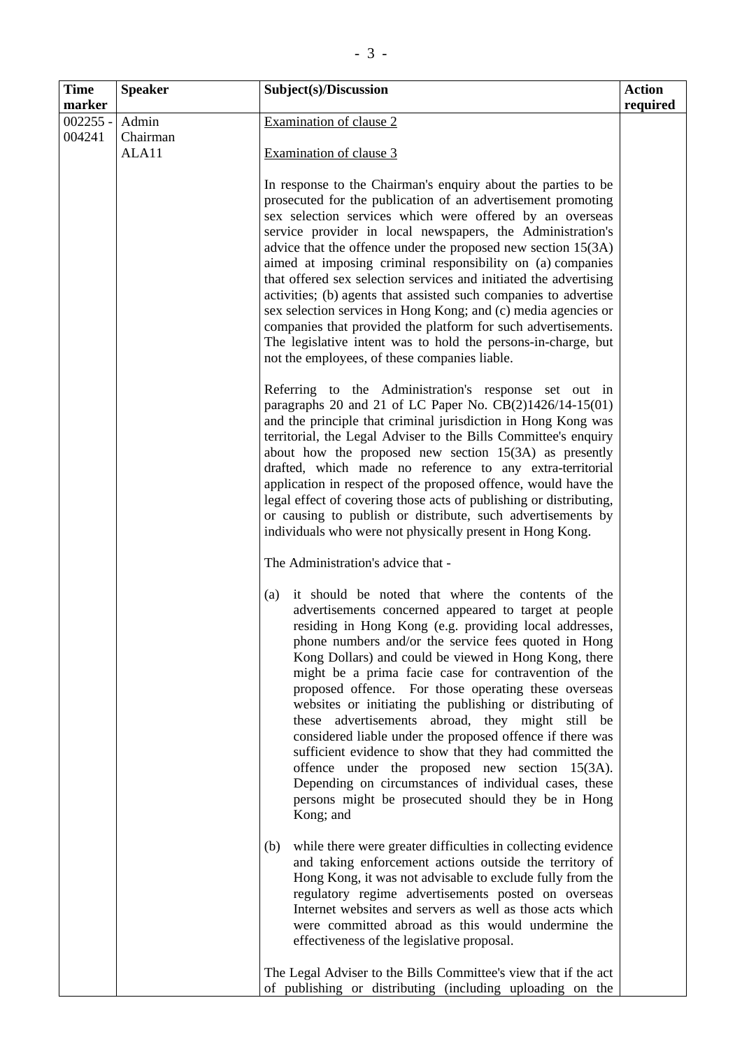| Time marker | Speaker | Subject(s)/Discussion | Action required |
|---|---|---|---|
| 002255 - 004241 | Admin<br>Chairman<br>ALA11 | Examination of clause 2<br><br>Examination of clause 3<br><br>In response to the Chairman's enquiry about the parties to be prosecuted for the publication of an advertisement promoting sex selection services which were offered by an overseas service provider in local newspapers, the Administration's advice that the offence under the proposed new section 15(3A) aimed at imposing criminal responsibility on (a) companies that offered sex selection services and initiated the advertising activities; (b) agents that assisted such companies to advertise sex selection services in Hong Kong; and (c) media agencies or companies that provided the platform for such advertisements. The legislative intent was to hold the persons-in-charge, but not the employees, of these companies liable.<br><br>Referring to the Administration's response set out in paragraphs 20 and 21 of LC Paper No. CB(2)1426/14-15(01) and the principle that criminal jurisdiction in Hong Kong was territorial, the Legal Adviser to the Bills Committee's enquiry about how the proposed new section 15(3A) as presently drafted, which made no reference to any extra-territorial application in respect of the proposed offence, would have the legal effect of covering those acts of publishing or distributing, or causing to publish or distribute, such advertisements by individuals who were not physically present in Hong Kong.<br><br>The Administration's advice that -<br><br>(a) it should be noted that where the contents of the advertisements concerned appeared to target at people residing in Hong Kong (e.g. providing local addresses, phone numbers and/or the service fees quoted in Hong Kong Dollars) and could be viewed in Hong Kong, there might be a prima facie case for contravention of the proposed offence. For those operating these overseas websites or initiating the publishing or distributing of these advertisements abroad, they might still be considered liable under the proposed offence if there was sufficient evidence to show that they had committed the offence under the proposed new section 15(3A). Depending on circumstances of individual cases, these persons might be prosecuted should they be in Hong Kong; and<br><br>(b) while there were greater difficulties in collecting evidence and taking enforcement actions outside the territory of Hong Kong, it was not advisable to exclude fully from the regulatory regime advertisements posted on overseas Internet websites and servers as well as those acts which were committed abroad as this would undermine the effectiveness of the legislative proposal.<br><br>The Legal Adviser to the Bills Committee's view that if the act of publishing or distributing (including uploading on the | |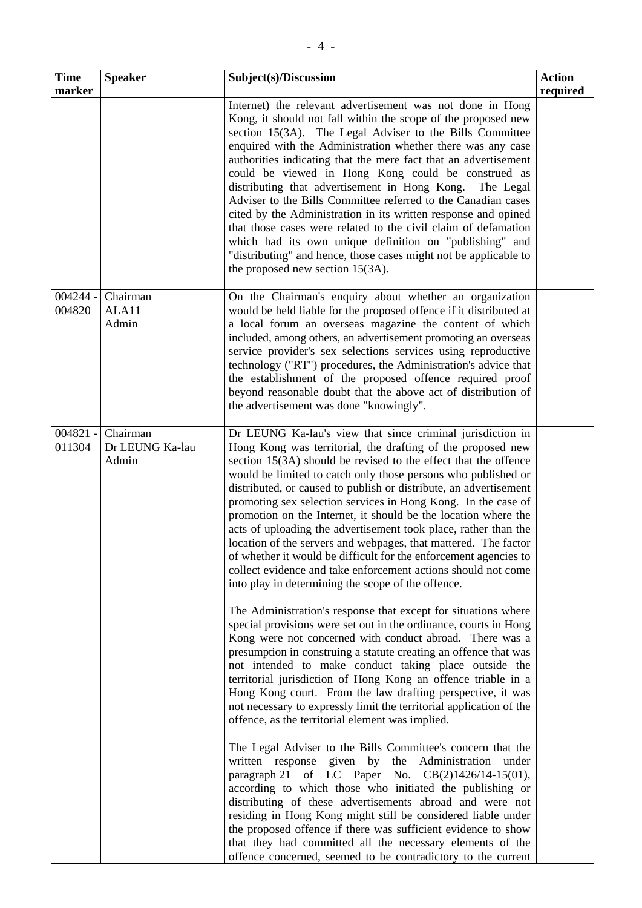| Time marker | Speaker | Subject(s)/Discussion | Action required |
|---|---|---|---|
| | | Internet) the relevant advertisement was not done in Hong Kong, it should not fall within the scope of the proposed new section 15(3A). The Legal Adviser to the Bills Committee enquired with the Administration whether there was any case authorities indicating that the mere fact that an advertisement could be viewed in Hong Kong could be construed as distributing that advertisement in Hong Kong. The Legal Adviser to the Bills Committee referred to the Canadian cases cited by the Administration in its written response and opined that those cases were related to the civil claim of defamation which had its own unique definition on "publishing" and "distributing" and hence, those cases might not be applicable to the proposed new section 15(3A). | |
| 004244 - 004820 | Chairman<br>ALA11<br>Admin | On the Chairman's enquiry about whether an organization would be held liable for the proposed offence if it distributed at a local forum an overseas magazine the content of which included, among others, an advertisement promoting an overseas service provider's sex selections services using reproductive technology ("RT") procedures, the Administration's advice that the establishment of the proposed offence required proof beyond reasonable doubt that the above act of distribution of the advertisement was done "knowingly". | |
| 004821 - 011304 | Chairman<br>Dr LEUNG Ka-lau<br>Admin | Dr LEUNG Ka-lau's view that since criminal jurisdiction in Hong Kong was territorial, the drafting of the proposed new section 15(3A) should be revised to the effect that the offence would be limited to catch only those persons who published or distributed, or caused to publish or distribute, an advertisement promoting sex selection services in Hong Kong. In the case of promotion on the Internet, it should be the location where the acts of uploading the advertisement took place, rather than the location of the servers and webpages, that mattered. The factor of whether it would be difficult for the enforcement agencies to collect evidence and take enforcement actions should not come into play in determining the scope of the offence.<br><br>The Administration's response that except for situations where special provisions were set out in the ordinance, courts in Hong Kong were not concerned with conduct abroad. There was a presumption in construing a statute creating an offence that was not intended to make conduct taking place outside the territorial jurisdiction of Hong Kong an offence triable in a Hong Kong court. From the law drafting perspective, it was not necessary to expressly limit the territorial application of the offence, as the territorial element was implied.<br><br>The Legal Adviser to the Bills Committee's concern that the written response given by the Administration under paragraph 21 of LC Paper No. CB(2)1426/14-15(01), according to which those who initiated the publishing or distributing of these advertisements abroad and were not residing in Hong Kong might still be considered liable under the proposed offence if there was sufficient evidence to show that they had committed all the necessary elements of the offence concerned, seemed to be contradictory to the current | |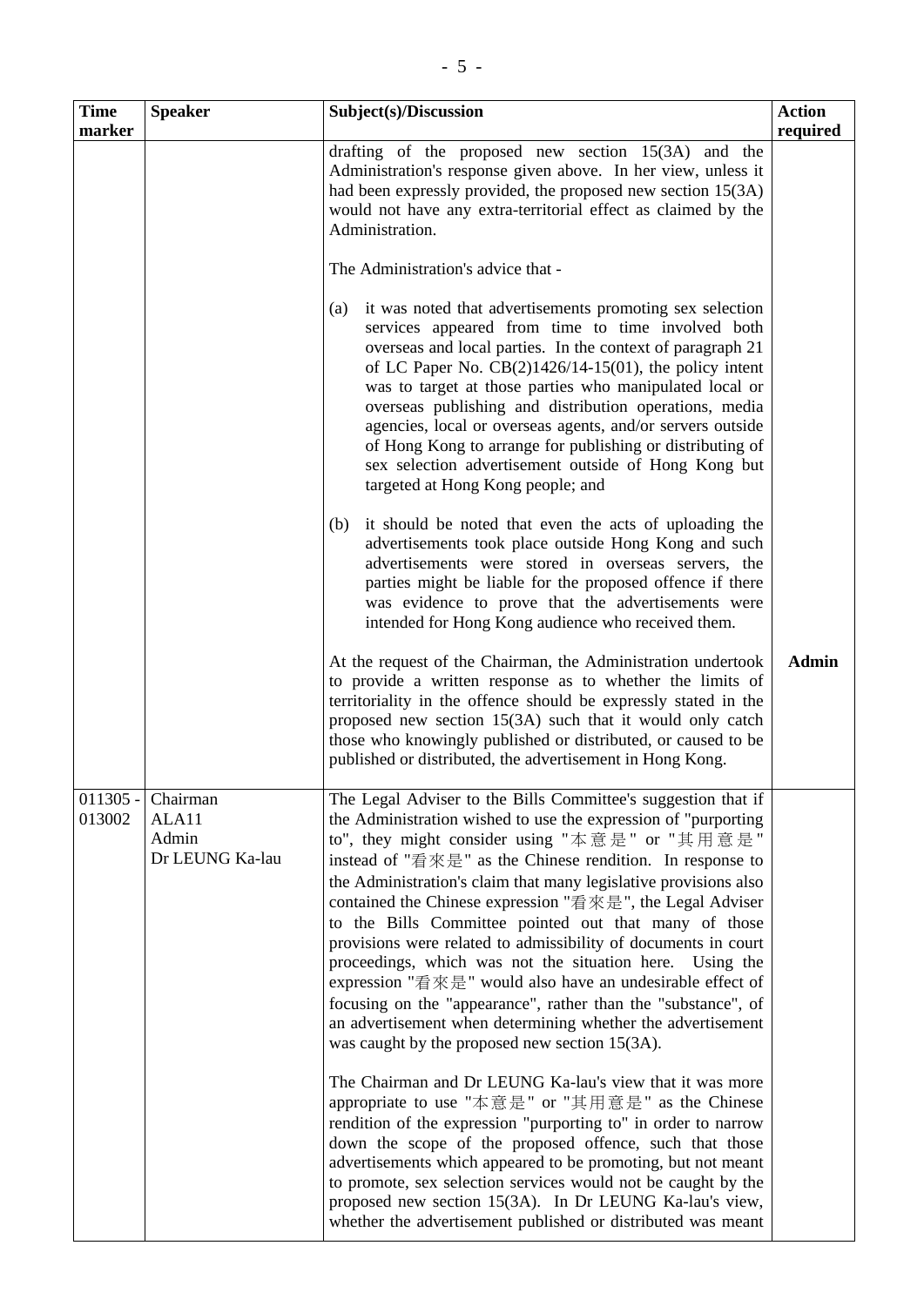| Time marker | Speaker | Subject(s)/Discussion | Action required |
|---|---|---|---|
| | | drafting of the proposed new section 15(3A) and the Administration's response given above. In her view, unless it had been expressly provided, the proposed new section 15(3A) would not have any extra-territorial effect as claimed by the Administration.<br><br>The Administration's advice that -<br><br>(a) it was noted that advertisements promoting sex selection services appeared from time to time involved both overseas and local parties. In the context of paragraph 21 of LC Paper No. CB(2)1426/14-15(01), the policy intent was to target at those parties who manipulated local or overseas publishing and distribution operations, media agencies, local or overseas agents, and/or servers outside of Hong Kong to arrange for publishing or distributing of sex selection advertisement outside of Hong Kong but targeted at Hong Kong people; and<br><br>(b) it should be noted that even the acts of uploading the advertisements took place outside Hong Kong and such advertisements were stored in overseas servers, the parties might be liable for the proposed offence if there was evidence to prove that the advertisements were intended for Hong Kong audience who received them.<br><br>At the request of the Chairman, the Administration undertook to provide a written response as to whether the limits of territoriality in the offence should be expressly stated in the proposed new section 15(3A) such that it would only catch those who knowingly published or distributed, or caused to be published or distributed, the advertisement in Hong Kong. | **Admin** |
| 011305 - 013002 | Chairman<br>ALA11<br>Admin<br>Dr LEUNG Ka-lau | The Legal Adviser to the Bills Committee's suggestion that if the Administration wished to use the expression of "purporting to", they might consider using "本意是" or "其用意是" instead of "看來是" as the Chinese rendition. In response to the Administration's claim that many legislative provisions also contained the Chinese expression "看來是", the Legal Adviser to the Bills Committee pointed out that many of those provisions were related to admissibility of documents in court proceedings, which was not the situation here. Using the expression "看來是" would also have an undesirable effect of focusing on the "appearance", rather than the "substance", of an advertisement when determining whether the advertisement was caught by the proposed new section 15(3A).<br><br>The Chairman and Dr LEUNG Ka-lau's view that it was more appropriate to use "本意是" or "其用意是" as the Chinese rendition of the expression "purporting to" in order to narrow down the scope of the proposed offence, such that those advertisements which appeared to be promoting, but not meant to promote, sex selection services would not be caught by the proposed new section 15(3A). In Dr LEUNG Ka-lau's view, whether the advertisement published or distributed was meant | |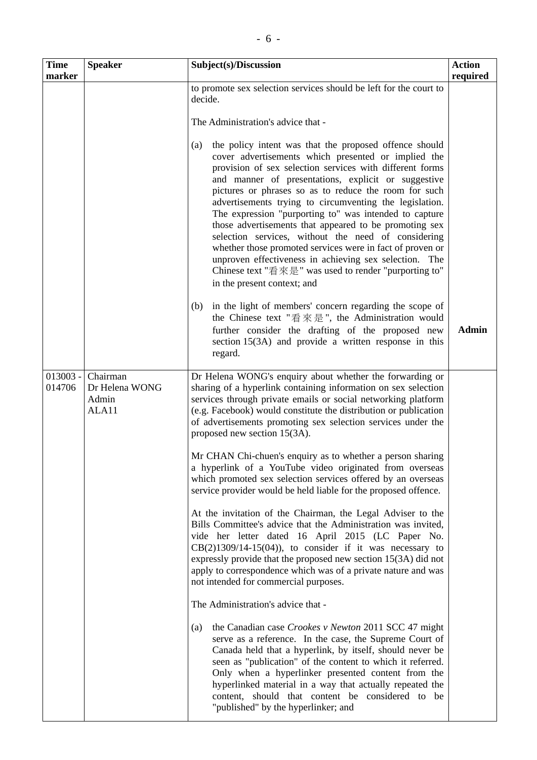| Time marker | Speaker | Subject(s)/Discussion | Action required |
|---|---|---|---|
| | | to promote sex selection services should be left for the court to decide.<br><br>The Administration's advice that -<br><br>(a) the policy intent was that the proposed offence should cover advertisements which presented or implied the provision of sex selection services with different forms and manner of presentations, explicit or suggestive pictures or phrases so as to reduce the room for such advertisements trying to circumventing the legislation. The expression "purporting to" was intended to capture those advertisements that appeared to be promoting sex selection services, without the need of considering whether those promoted services were in fact of proven or unproven effectiveness in achieving sex selection. The Chinese text "看來是" was used to render "purporting to" in the present context; and<br><br>(b) in the light of members' concern regarding the scope of the Chinese text "看來是", the Administration would further consider the drafting of the proposed new section 15(3A) and provide a written response in this regard. | **Admin** |
| 013003 - 014706 | Chairman<br>Dr Helena WONG<br>Admin<br>ALA11 | Dr Helena WONG's enquiry about whether the forwarding or sharing of a hyperlink containing information on sex selection services through private emails or social networking platform (e.g. Facebook) would constitute the distribution or publication of advertisements promoting sex selection services under the proposed new section 15(3A).<br><br>Mr CHAN Chi-chuen's enquiry as to whether a person sharing a hyperlink of a YouTube video originated from overseas which promoted sex selection services offered by an overseas service provider would be held liable for the proposed offence.<br><br>At the invitation of the Chairman, the Legal Adviser to the Bills Committee's advice that the Administration was invited, vide her letter dated 16 April 2015 (LC Paper No. CB(2)1309/14-15(04)), to consider if it was necessary to expressly provide that the proposed new section 15(3A) did not apply to correspondence which was of a private nature and was not intended for commercial purposes.<br><br>The Administration's advice that -<br><br>(a) the Canadian case *Crookes v Newton* 2011 SCC 47 might serve as a reference. In the case, the Supreme Court of Canada held that a hyperlink, by itself, should never be seen as "publication" of the content to which it referred. Only when a hyperlinker presented content from the hyperlinked material in a way that actually repeated the content, should that content be considered to be "published" by the hyperlinker; and | |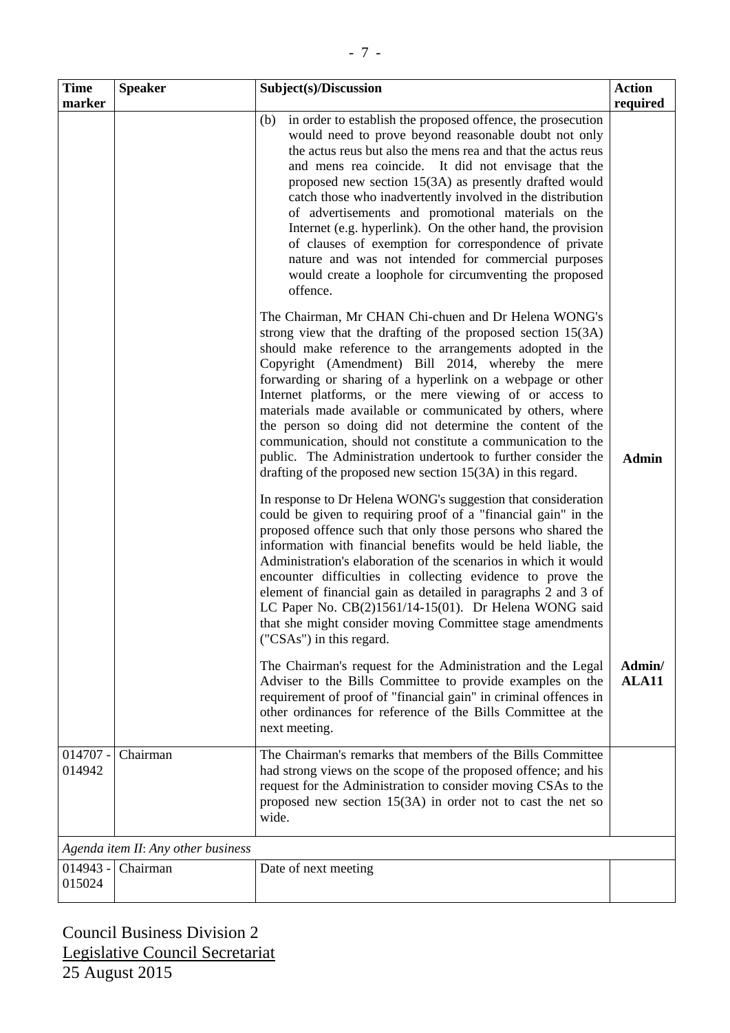| Time marker | Speaker | Subject(s)/Discussion | Action required |
|---|---|---|---|
| | | (b) in order to establish the proposed offence, the prosecution would need to prove beyond reasonable doubt not only the actus reus but also the mens rea and that the actus reus and mens rea coincide. It did not envisage that the proposed new section 15(3A) as presently drafted would catch those who inadvertently involved in the distribution of advertisements and promotional materials on the Internet (e.g. hyperlink). On the other hand, the provision of clauses of exemption for correspondence of private nature and was not intended for commercial purposes would create a loophole for circumventing the proposed offence.<br><br>The Chairman, Mr CHAN Chi-chuen and Dr Helena WONG's strong view that the drafting of the proposed section 15(3A) should make reference to the arrangements adopted in the Copyright (Amendment) Bill 2014, whereby the mere forwarding or sharing of a hyperlink on a webpage or other Internet platforms, or the mere viewing of or access to materials made available or communicated by others, where the person so doing did not determine the content of the communication, should not constitute a communication to the public. The Administration undertook to further consider the drafting of the proposed new section 15(3A) in this regard.<br><br>In response to Dr Helena WONG's suggestion that consideration could be given to requiring proof of a "financial gain" in the proposed offence such that only those persons who shared the information with financial benefits would be held liable, the Administration's elaboration of the scenarios in which it would encounter difficulties in collecting evidence to prove the element of financial gain as detailed in paragraphs 2 and 3 of LC Paper No. CB(2)1561/14-15(01). Dr Helena WONG said that she might consider moving Committee stage amendments ("CSAs") in this regard.<br><br>The Chairman's request for the Administration and the Legal Adviser to the Bills Committee to provide examples on the requirement of proof of "financial gain" in criminal offences in other ordinances for reference of the Bills Committee at the next meeting. | **Admin**<br><br><br><br><br><br>**Admin/ ALA11** |
| 014707 - 014942 | Chairman | The Chairman's remarks that members of the Bills Committee had strong views on the scope of the proposed offence; and his request for the Administration to consider moving CSAs to the proposed new section 15(3A) in order not to cast the net so wide. | |
| *Agenda item II: Any other business* | | | |
| 014943 - 015024 | Chairman | Date of next meeting | |

Council Business Division 2
Legislative Council Secretariat
25 August 2015